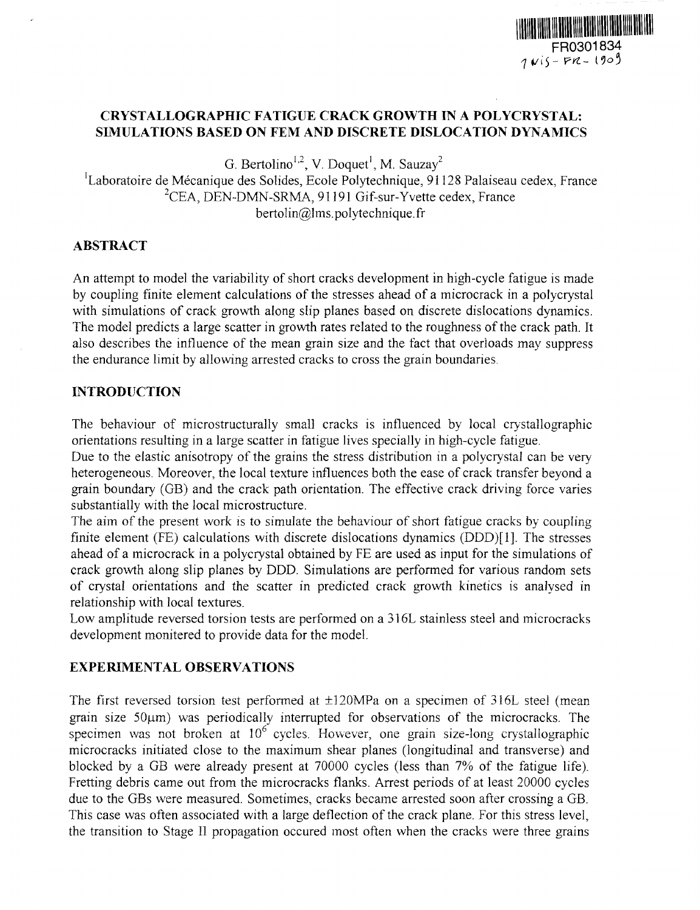FR0301834

1 NIS-FR-1909

# CRYSTALLOGRAPHIC FATIGUE CRACK GROWTH IN A POLYCRYSTAL: SIMULATIONS BASED ON FEM AND DISCRETE DISLOCATION DYNAMICS

G. Bertolino[1,2], V. Doquet[1], M. Sauzay[2]

[1]Laboratoire de Mécanique des Solides, Ecole Polytechnique, 91128 Palaiseau cedex, France

[2]CEA, DEN-DMN-SRMA, 91191 Gif-sur-Yvette cedex, France

bertolin@lms.polytechnique.fr

## ABSTRACT

An attempt to model the variability of short cracks development in high-cycle fatigue is made by coupling finite element calculations of the stresses ahead of a microcrack in a polycrystal with simulations of crack growth along slip planes based on discrete dislocations dynamics. The model predicts a large scatter in growth rates related to the roughness of the crack path. It also describes the influence of the mean grain size and the fact that overloads may suppress the endurance limit by allowing arrested cracks to cross the grain boundaries.

## INTRODUCTION

The behaviour of microstructurally small cracks is influenced by local crystallographic orientations resulting in a large scatter in fatigue lives specially in high-cycle fatigue.

Due to the elastic anisotropy of the grains the stress distribution in a polycrystal can be very heterogeneous. Moreover, the local texture influences both the ease of crack transfer beyond a grain boundary (GB) and the crack path orientation. The effective crack driving force varies substantially with the local microstructure.

The aim of the present work is to simulate the behaviour of short fatigue cracks by coupling finite element (FE) calculations with discrete dislocations dynamics (DDD)[1]. The stresses ahead of a microcrack in a polycrystal obtained by FE are used as input for the simulations of crack growth along slip planes by DDD. Simulations are performed for various random sets of crystal orientations and the scatter in predicted crack growth kinetics is analysed in relationship with local textures.

Low amplitude reversed torsion tests are performed on a 316L stainless steel and microcracks development monitered to provide data for the model.

## EXPERIMENTAL OBSERVATIONS

The first reversed torsion test performed at ±120MPa on a specimen of 316L steel (mean grain size 50μm) was periodically interrupted for observations of the microcracks. The specimen was not broken at $10^6$ cycles. However, one grain size-long crystallographic microcracks initiated close to the maximum shear planes (longitudinal and transverse) and blocked by a GB were already present at 70000 cycles (less than 7% of the fatigue life). Fretting debris came out from the microcracks flanks. Arrest periods of at least 20000 cycles due to the GBs were measured. Sometimes, cracks became arrested soon after crossing a GB. This case was often associated with a large deflection of the crack plane. For this stress level, the transition to Stage II propagation occured most often when the cracks were three grains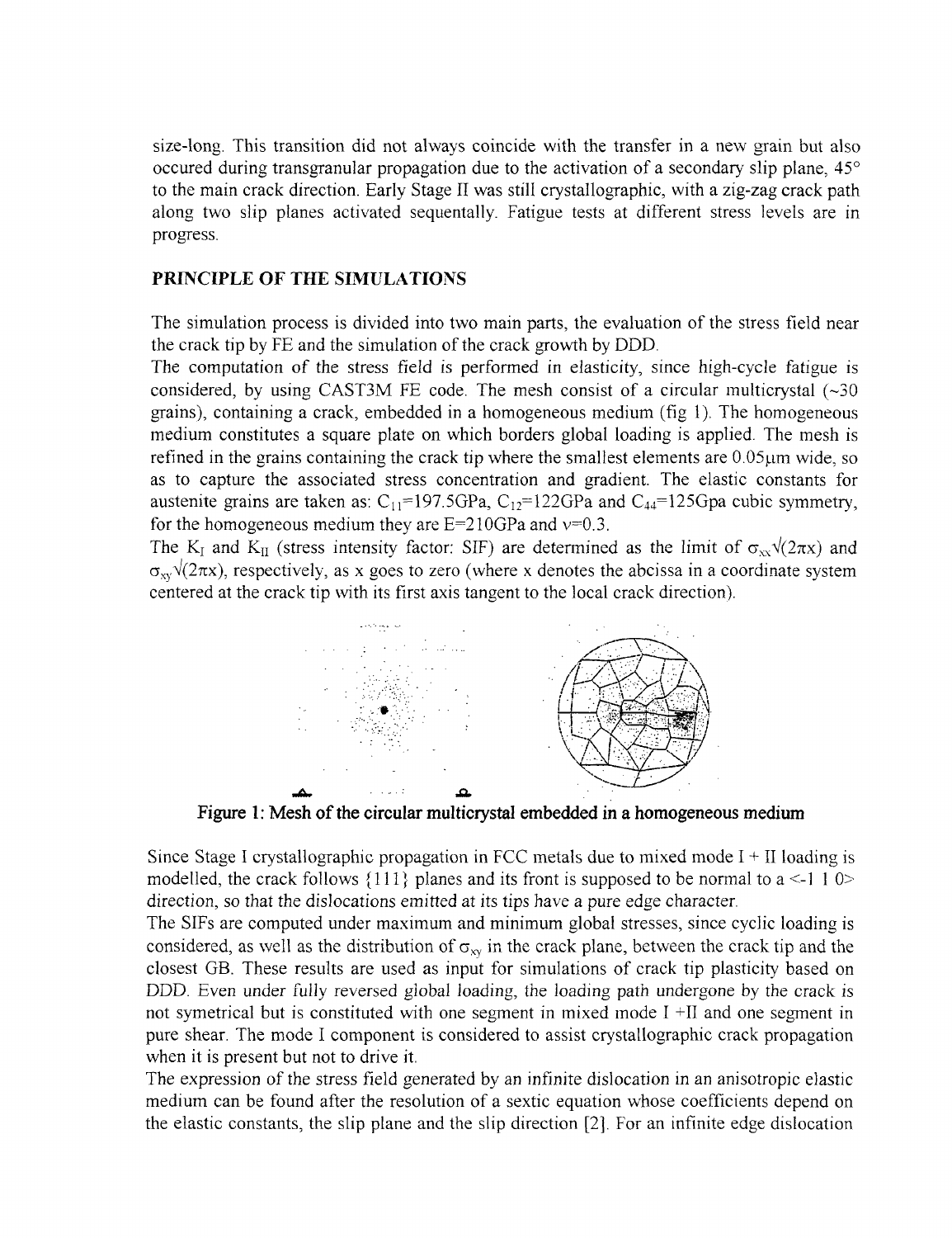size-long. This transition did not always coincide with the transfer in a new grain but also occured during transgranular propagation due to the activation of a secondary slip plane, 45° to the main crack direction. Early Stage II was still crystallographic, with a zig-zag crack path along two slip planes activated sequentally. Fatigue tests at different stress levels are in progress.

## PRINCIPLE OF THE SIMULATIONS

The simulation process is divided into two main parts, the evaluation of the stress field near the crack tip by FE and the simulation of the crack growth by DDD.

The computation of the stress field is performed in elasticity, since high-cycle fatigue is considered, by using CAST3M FE code. The mesh consist of a circular multicrystal (~30 grains), containing a crack, embedded in a homogeneous medium (fig 1). The homogeneous medium constitutes a square plate on which borders global loading is applied. The mesh is refined in the grains containing the crack tip where the smallest elements are 0.05μm wide, so as to capture the associated stress concentration and gradient. The elastic constants for austenite grains are taken as: $C_{11}$=197.5GPa, $C_{12}$=122GPa and $C_{44}$=125Gpa cubic symmetry, for the homogeneous medium they are E=210GPa and ν=0.3.

The $K_I$ and $K_{II}$ (stress intensity factor: SIF) are determined as the limit of $\sigma_{xx}\sqrt{(2\pi x)}$ and $\sigma_{xy}\sqrt{(2\pi x)}$, respectively, as x goes to zero (where x denotes the abcissa in a coordinate system centered at the crack tip with its first axis tangent to the local crack direction).

**Figure 1: Mesh of the circular multicrystal embedded in a homogeneous medium**

Since Stage I crystallographic propagation in FCC metals due to mixed mode I + II loading is modelled, the crack follows {111} planes and its front is supposed to be normal to a <-1 1 0> direction, so that the dislocations emitted at its tips have a pure edge character.

The SIFs are computed under maximum and minimum global stresses, since cyclic loading is considered, as well as the distribution of $\sigma_{xy}$ in the crack plane, between the crack tip and the closest GB. These results are used as input for simulations of crack tip plasticity based on DDD. Even under fully reversed global loading, the loading path undergone by the crack is not symetrical but is constituted with one segment in mixed mode I +II and one segment in pure shear. The mode I component is considered to assist crystallographic crack propagation when it is present but not to drive it.

The expression of the stress field generated by an infinite dislocation in an anisotropic elastic medium can be found after the resolution of a sextic equation whose coefficients depend on the elastic constants, the slip plane and the slip direction [2]. For an infinite edge dislocation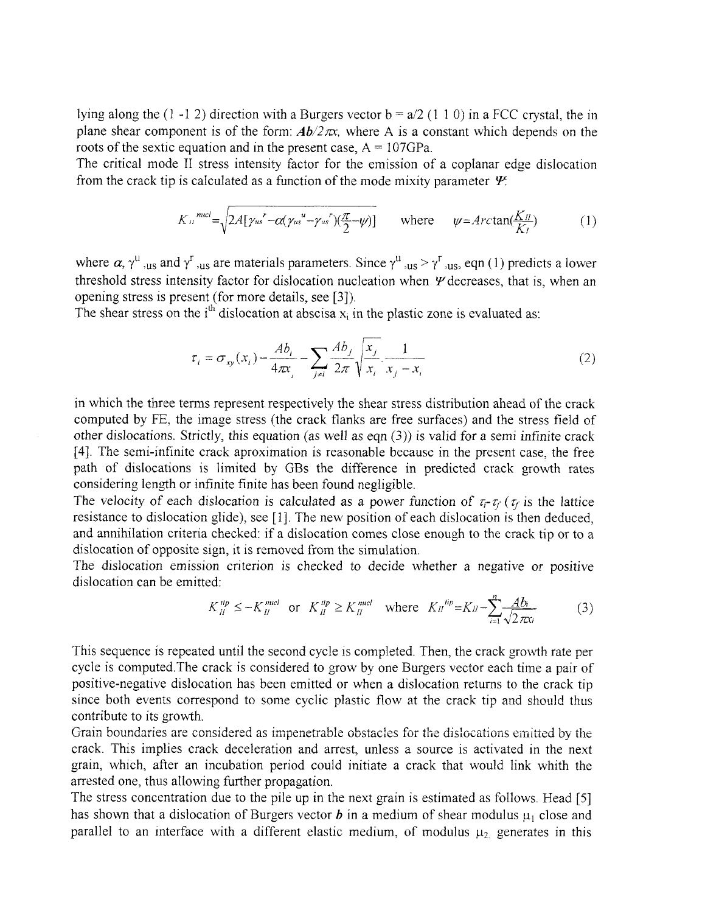lying along the (1 -1 2) direction with a Burgers vector b = a/2 (1 1 0) in a FCC crystal, the in plane shear component is of the form: $Ab/2\pi x$, where A is a constant which depends on the roots of the sextic equation and in the present case, A = 107GPa.

The critical mode II stress intensity factor for the emission of a coplanar edge dislocation from the crack tip is calculated as a function of the mode mixity parameter $\Psi$:

$$K_{II}^{nucl} = \sqrt{2A[\gamma_{us}^{r} - \alpha(\gamma_{us}^{u} - \gamma_{us}^{r})(\frac{\pi}{2} - \psi)]} \qquad \text{where} \qquad \psi = Arctan(\frac{K_{II}}{K_{I}}) \tag{1}$$

where $\alpha$, $\gamma^{u}_{,us}$ and $\gamma^{r}_{,us}$ are materials parameters. Since $\gamma^{u}_{,us} > \gamma^{r}_{,us}$, eqn (1) predicts a lower threshold stress intensity factor for dislocation nucleation when $\Psi$ decreases, that is, when an opening stress is present (for more details, see [3]).

The shear stress on the i$^{th}$ dislocation at abscisa $x_i$ in the plastic zone is evaluated as:

$$\tau_i = \sigma_{xy}(x_i) - \frac{Ab_i}{4\pi x_i} - \sum_{j \neq i} \frac{Ab_j}{2\pi} \sqrt{\frac{x_j}{x_i}} \cdot \frac{1}{x_j - x_i} \tag{2}$$

in which the three terms represent respectively the shear stress distribution ahead of the crack computed by FE, the image stress (the crack flanks are free surfaces) and the stress field of other dislocations. Strictly, this equation (as well as eqn (3)) is valid for a semi infinite crack [4]. The semi-infinite crack aproximation is reasonable because in the present case, the free path of dislocations is limited by GBs the difference in predicted crack growth rates considering length or infinite finite has been found negligible.

The velocity of each dislocation is calculated as a power function of $\tau_i$-$\tau_f$ ($\tau_f$ is the lattice resistance to dislocation glide), see [1]. The new position of each dislocation is then deduced, and annihilation criteria checked: if a dislocation comes close enough to the crack tip or to a dislocation of opposite sign, it is removed from the simulation.

The dislocation emission criterion is checked to decide whether a negative or positive dislocation can be emitted:

$$K_{II}^{tip} \leq -K_{II}^{nucl} \quad \text{or} \quad K_{II}^{tip} \geq K_{II}^{nucl} \quad \text{where} \quad K_{II}^{tip} = K_{II} - \sum_{i=1}^{n} \frac{Ab_i}{\sqrt{2\pi x_i}} \tag{3}$$

This sequence is repeated until the second cycle is completed. Then, the crack growth rate per cycle is computed.The crack is considered to grow by one Burgers vector each time a pair of positive-negative dislocation has been emitted or when a dislocation returns to the crack tip since both events correspond to some cyclic plastic flow at the crack tip and should thus contribute to its growth.

Grain boundaries are considered as impenetrable obstacles for the dislocations emitted by the crack. This implies crack deceleration and arrest, unless a source is activated in the next grain, which, after an incubation period could initiate a crack that would link whith the arrested one, thus allowing further propagation.

The stress concentration due to the pile up in the next grain is estimated as follows. Head [5] has shown that a dislocation of Burgers vector ***b*** in a medium of shear modulus $\mu_1$ close and parallel to an interface with a different elastic medium, of modulus $\mu_2$ generates in this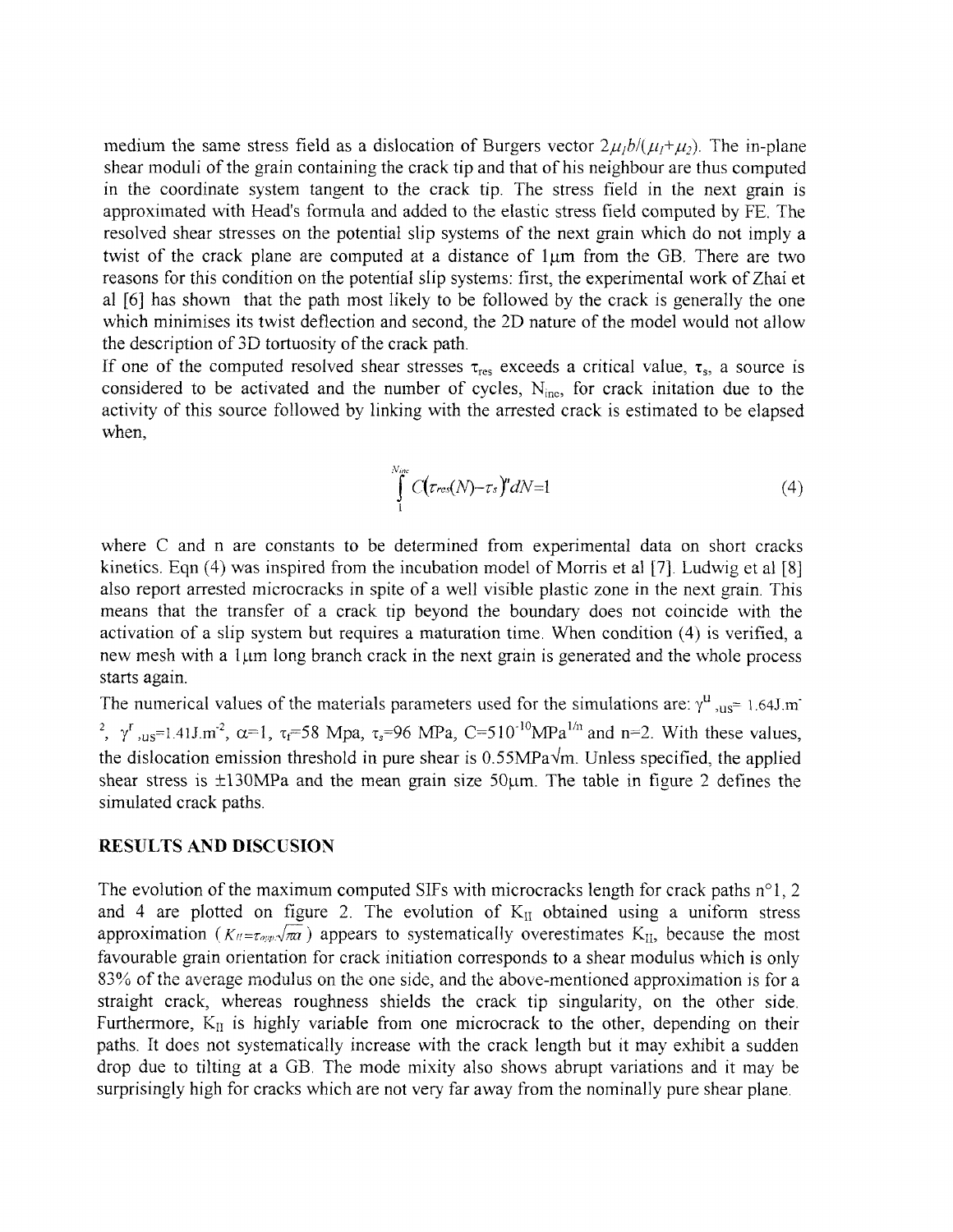medium the same stress field as a dislocation of Burgers vector $2\mu_1 b/(\mu_1+\mu_2)$. The in-plane shear moduli of the grain containing the crack tip and that of his neighbour are thus computed in the coordinate system tangent to the crack tip. The stress field in the next grain is approximated with Head's formula and added to the elastic stress field computed by FE. The resolved shear stresses on the potential slip systems of the next grain which do not imply a twist of the crack plane are computed at a distance of 1μm from the GB. There are two reasons for this condition on the potential slip systems: first, the experimental work of Zhai et al [6] has shown that the path most likely to be followed by the crack is generally the one which minimises its twist deflection and second, the 2D nature of the model would not allow the description of 3D tortuosity of the crack path.

If one of the computed resolved shear stresses $\tau_{res}$ exceeds a critical value, $\tau_s$, a source is considered to be activated and the number of cycles, $N_{inc}$, for crack initation due to the activity of this source followed by linking with the arrested crack is estimated to be elapsed when,

$$\int_1^{N_{inc}} C\left(\tau_{res}(N)-\tau_s\right)^n dN=1 \tag{4}$$

where C and n are constants to be determined from experimental data on short cracks kinetics. Eqn (4) was inspired from the incubation model of Morris et al [7]. Ludwig et al [8] also report arrested microcracks in spite of a well visible plastic zone in the next grain. This means that the transfer of a crack tip beyond the boundary does not coincide with the activation of a slip system but requires a maturation time. When condition (4) is verified, a new mesh with a 1μm long branch crack in the next grain is generated and the whole process starts again.

The numerical values of the materials parameters used for the simulations are: $\gamma^u{}_{,us}$= 1.64J.m$^{-2}$, $\gamma^r{}_{,us}$=1.41J.m$^{-2}$, $\alpha$=1, $\tau_f$=58 Mpa, $\tau_s$=96 MPa, C=5 10$^{-10}$MPa$^{1/n}$ and n=2. With these values, the dislocation emission threshold in pure shear is 0.55MPa√m. Unless specified, the applied shear stress is ±130MPa and the mean grain size 50μm. The table in figure 2 defines the simulated crack paths.

## RESULTS AND DISCUSION

The evolution of the maximum computed SIFs with microcracks length for crack paths n°1, 2 and 4 are plotted on figure 2. The evolution of $K_{II}$ obtained using a uniform stress approximation ($K_{II}=\tau_{app}\sqrt{\pi a}$) appears to systematically overestimates $K_{II}$, because the most favourable grain orientation for crack initiation corresponds to a shear modulus which is only 83% of the average modulus on the one side, and the above-mentioned approximation is for a straight crack, whereas roughness shields the crack tip singularity, on the other side. Furthermore, $K_{II}$ is highly variable from one microcrack to the other, depending on their paths. It does not systematically increase with the crack length but it may exhibit a sudden drop due to tilting at a GB. The mode mixity also shows abrupt variations and it may be surprisingly high for cracks which are not very far away from the nominally pure shear plane.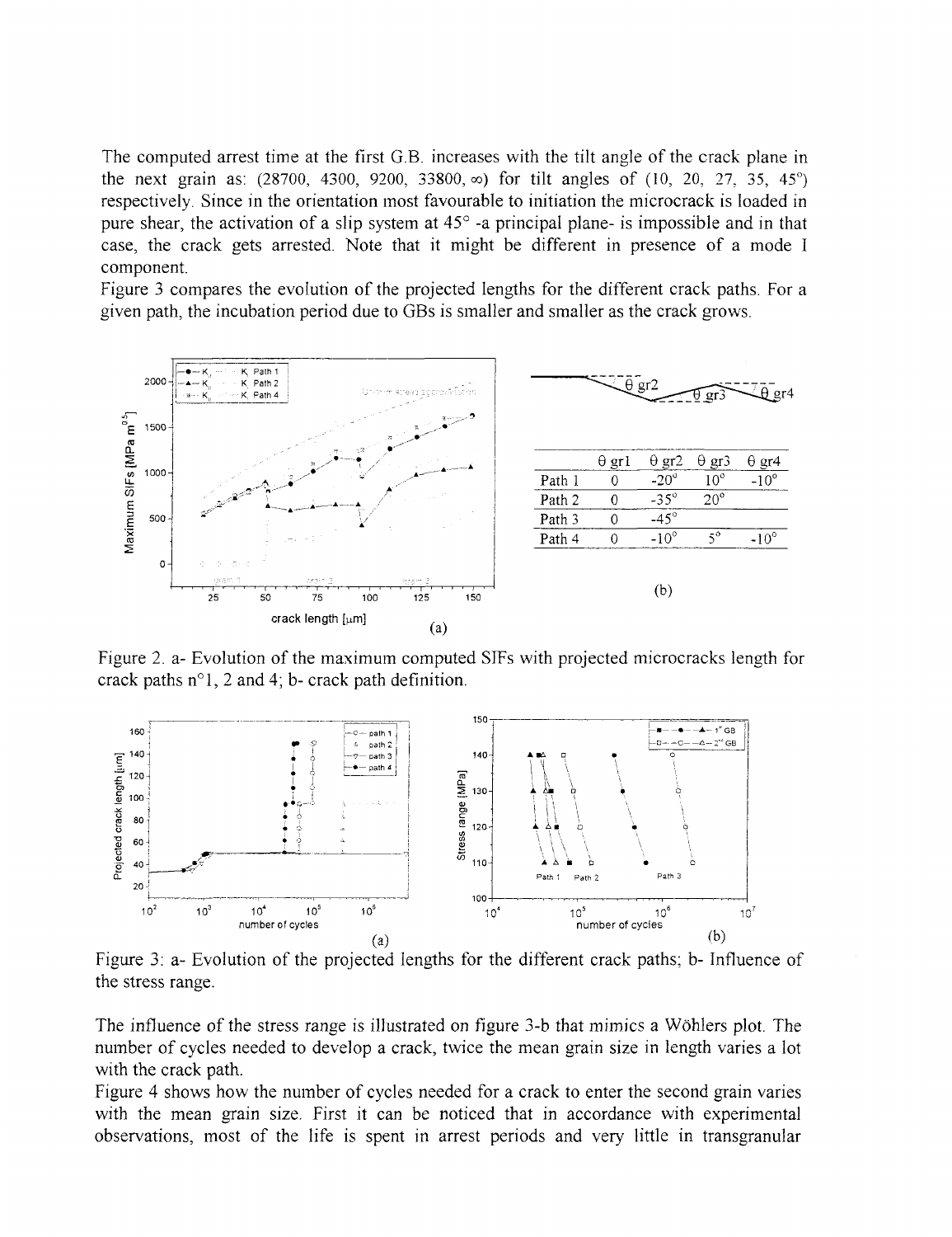The computed arrest time at the first G.B. increases with the tilt angle of the crack plane in the next grain as: (28700, 4300, 9200, 33800, ∞) for tilt angles of (10, 20, 27, 35, 45°) respectively. Since in the orientation most favourable to initiation the microcrack is loaded in pure shear, the activation of a slip system at 45° -a principal plane- is impossible and in that case, the crack gets arrested. Note that it might be different in presence of a mode I component.

Figure 3 compares the evolution of the projected lengths for the different crack paths. For a given path, the incubation period due to GBs is smaller and smaller as the crack grows.

|  | θ gr1 | θ gr2 | θ gr3 | θ gr4 |
|---|---|---|---|---|
| Path 1 | 0 | -20° | 10° | -10° |
| Path 2 | 0 | -35° | 20° |  |
| Path 3 | 0 | -45° |  |  |
| Path 4 | 0 | -10° | 5° | -10° |

Figure 2. a- Evolution of the maximum computed SIFs with projected microcracks length for crack paths n°1, 2 and 4; b- crack path definition.

Figure 3: a- Evolution of the projected lengths for the different crack paths; b- Influence of the stress range.

The influence of the stress range is illustrated on figure 3-b that mimics a Wöhlers plot. The number of cycles needed to develop a crack, twice the mean grain size in length varies a lot with the crack path.

Figure 4 shows how the number of cycles needed for a crack to enter the second grain varies with the mean grain size. First it can be noticed that in accordance with experimental observations, most of the life is spent in arrest periods and very little in transgranular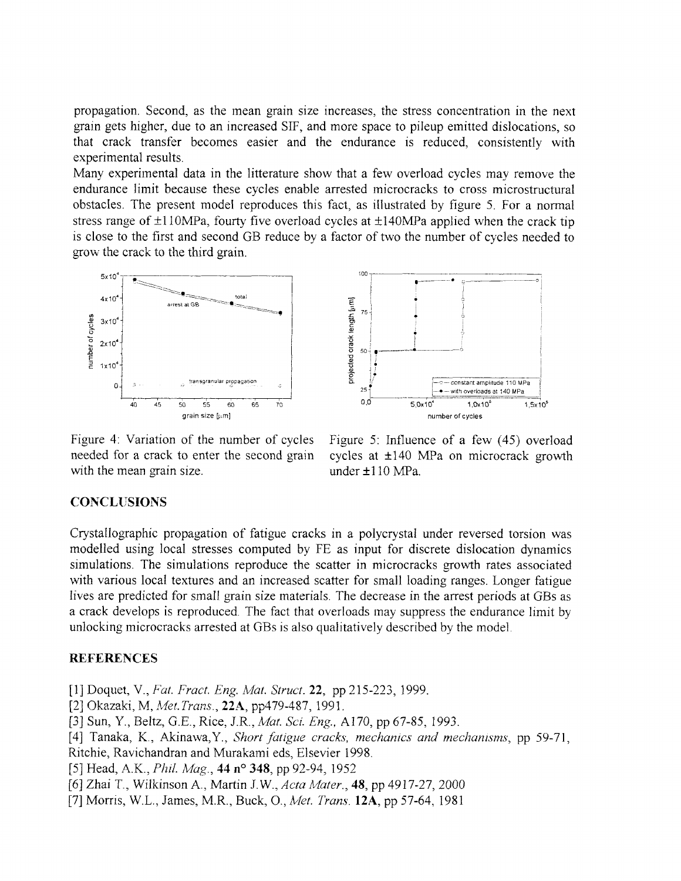propagation. Second, as the mean grain size increases, the stress concentration in the next grain gets higher, due to an increased SIF, and more space to pileup emitted dislocations, so that crack transfer becomes easier and the endurance is reduced, consistently with experimental results.

Many experimental data in the litterature show that a few overload cycles may remove the endurance limit because these cycles enable arrested microcracks to cross microstructural obstacles. The present model reproduces this fact, as illustrated by figure 5. For a normal stress range of ±110MPa, fourty five overload cycles at ±140MPa applied when the crack tip is close to the first and second GB reduce by a factor of two the number of cycles needed to grow the crack to the third grain.

Figure 4: Variation of the number of cycles needed for a crack to enter the second grain with the mean grain size.

Figure 5: Influence of a few (45) overload cycles at ±140 MPa on microcrack growth under ±110 MPa.

## CONCLUSIONS

Crystallographic propagation of fatigue cracks in a polycrystal under reversed torsion was modelled using local stresses computed by FE as input for discrete dislocation dynamics simulations. The simulations reproduce the scatter in microcracks growth rates associated with various local textures and an increased scatter for small loading ranges. Longer fatigue lives are predicted for small grain size materials. The decrease in the arrest periods at GBs as a crack develops is reproduced. The fact that overloads may suppress the endurance limit by unlocking microcracks arrested at GBs is also qualitatively described by the model.

## REFERENCES

[1] Doquet, V., *Fat. Fract. Eng. Mat. Struct.* **22**, pp 215-223, 1999.

[2] Okazaki, M, *Met.Trans.*, **22A**, pp479-487, 1991.

[3] Sun, Y., Beltz, G.E., Rice, J.R., *Mat. Sci. Eng.*, A170, pp 67-85, 1993.

[4] Tanaka, K., Akinawa,Y., *Short fatigue cracks, mechanics and mechanisms*, pp 59-71, Ritchie, Ravichandran and Murakami eds, Elsevier 1998.

[5] Head, A.K., *Phil. Mag.*, **44 n° 348**, pp 92-94, 1952

[6] Zhai T., Wilkinson A., Martin J.W., *Acta Mater.*, **48**, pp 4917-27, 2000

[7] Morris, W.L., James, M.R., Buck, O., *Met. Trans.* **12A**, pp 57-64, 1981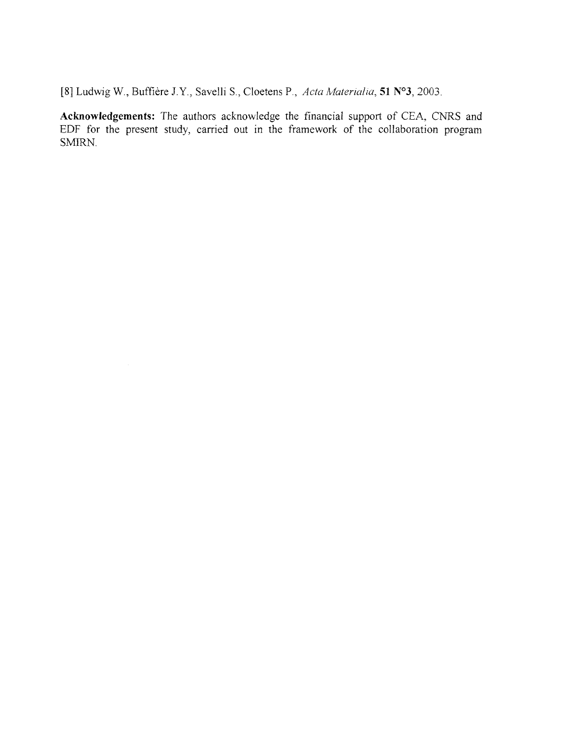[8] Ludwig W., Buffière J.Y., Savelli S., Cloetens P., *Acta Materialia*, **51 N°3**, 2003.

**Acknowledgements:** The authors acknowledge the financial support of CEA, CNRS and EDF for the present study, carried out in the framework of the collaboration program SMIRN.